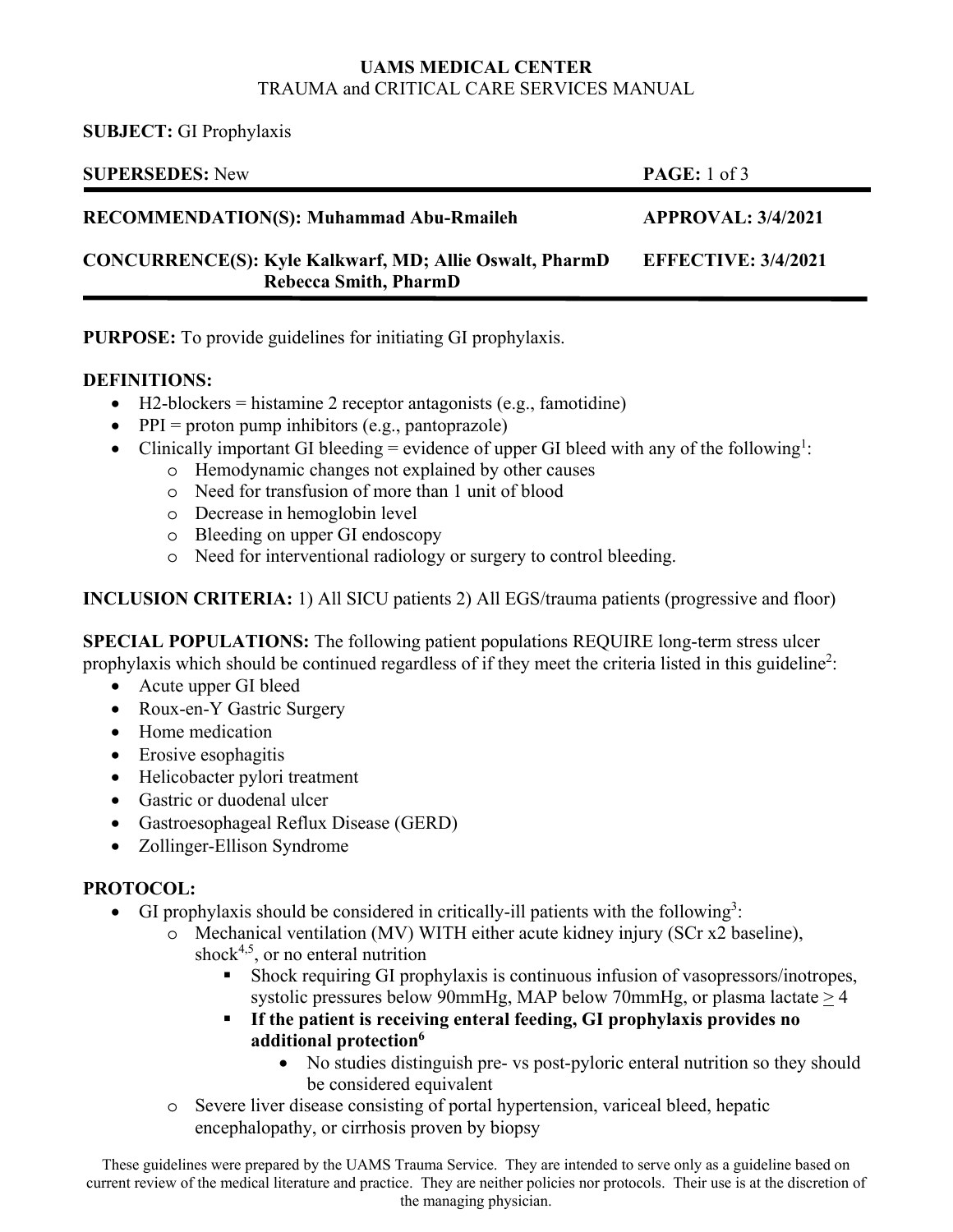**UAMS MEDICAL CENTER**
TRAUMA and CRITICAL CARE SERVICES MANUAL

**SUBJECT:** GI Prophylaxis

| | |
|---|---|
| **SUPERSEDES:** New | **PAGE:** 1 of 3 |
| **RECOMMENDATION(S): Muhammad Abu-Rmaileh** | **APPROVAL: 3/4/2021** |
| **CONCURRENCE(S): Kyle Kalkwarf, MD; Allie Oswalt, PharmD Rebecca Smith, PharmD** | **EFFECTIVE: 3/4/2021** |

**PURPOSE:** To provide guidelines for initiating GI prophylaxis.

**DEFINITIONS:**

- H2-blockers = histamine 2 receptor antagonists (e.g., famotidine)
- PPI = proton pump inhibitors (e.g., pantoprazole)
- Clinically important GI bleeding = evidence of upper GI bleed with any of the following[1]:
    - Hemodynamic changes not explained by other causes
    - Need for transfusion of more than 1 unit of blood
    - Decrease in hemoglobin level
    - Bleeding on upper GI endoscopy
    - Need for interventional radiology or surgery to control bleeding.

**INCLUSION CRITERIA:** 1) All SICU patients 2) All EGS/trauma patients (progressive and floor)

**SPECIAL POPULATIONS:** The following patient populations REQUIRE long-term stress ulcer prophylaxis which should be continued regardless of if they meet the criteria listed in this guideline[2]:

- Acute upper GI bleed
- Roux-en-Y Gastric Surgery
- Home medication
- Erosive esophagitis
- Helicobacter pylori treatment
- Gastric or duodenal ulcer
- Gastroesophageal Reflux Disease (GERD)
- Zollinger-Ellison Syndrome

**PROTOCOL:**

- GI prophylaxis should be considered in critically-ill patients with the following[3]:
    - Mechanical ventilation (MV) WITH either acute kidney injury (SCr x2 baseline), shock[4,5], or no enteral nutrition
        - Shock requiring GI prophylaxis is continuous infusion of vasopressors/inotropes, systolic pressures below 90mmHg, MAP below 70mmHg, or plasma lactate $\geq$ 4
        - **If the patient is receiving enteral feeding, GI prophylaxis provides no additional protection[6]**
            - No studies distinguish pre- vs post-pyloric enteral nutrition so they should be considered equivalent
    - Severe liver disease consisting of portal hypertension, variceal bleed, hepatic encephalopathy, or cirrhosis proven by biopsy

These guidelines were prepared by the UAMS Trauma Service. They are intended to serve only as a guideline based on current review of the medical literature and practice. They are neither policies nor protocols. Their use is at the discretion of the managing physician.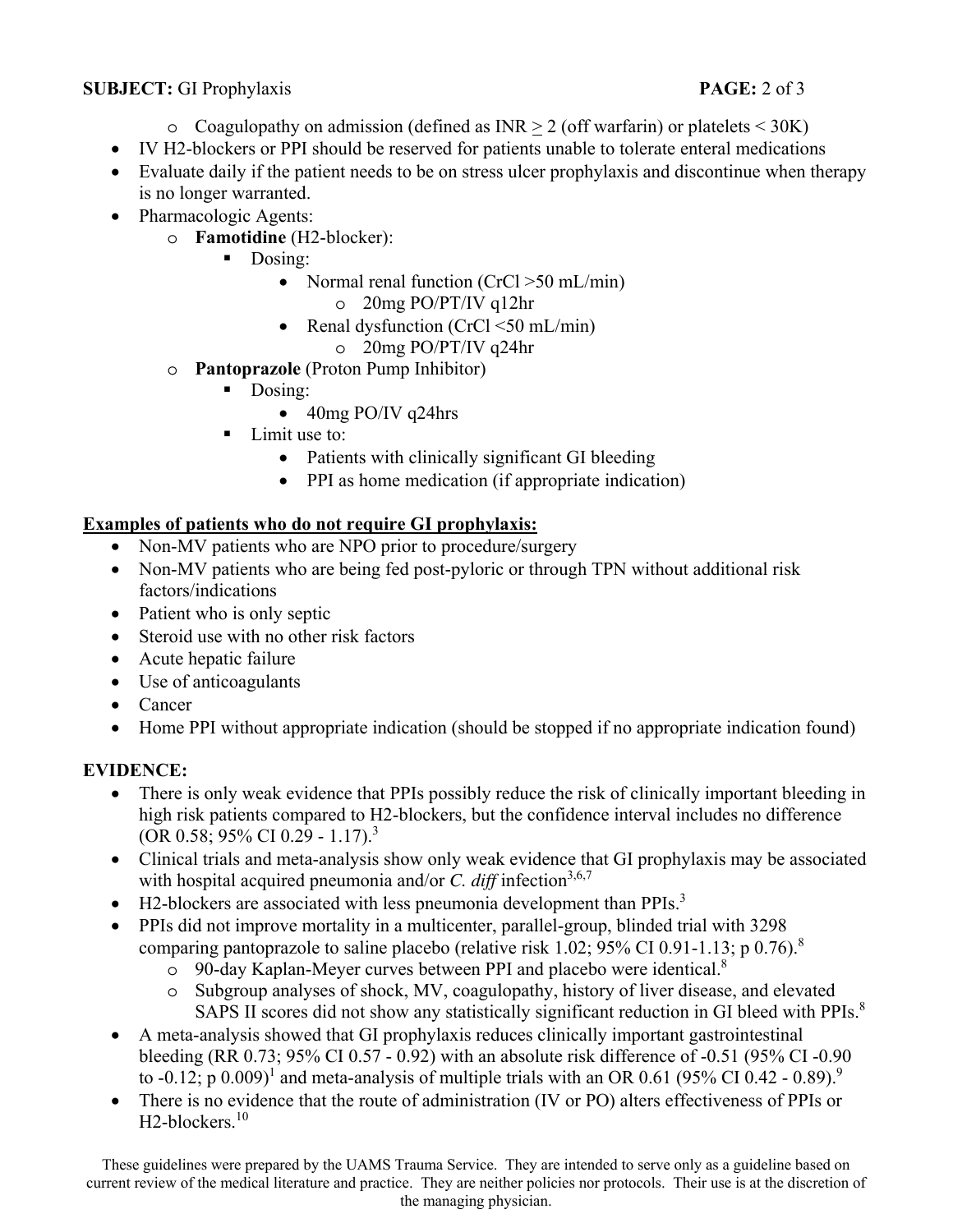- Coagulopathy on admission (defined as INR $\geq$ 2 (off warfarin) or platelets < 30K)

- IV H2-blockers or PPI should be reserved for patients unable to tolerate enteral medications
- Evaluate daily if the patient needs to be on stress ulcer prophylaxis and discontinue when therapy is no longer warranted.
- Pharmacologic Agents:
  - **Famotidine** (H2-blocker):
    - Dosing:
      - Normal renal function (CrCl >50 mL/min)
        - 20mg PO/PT/IV q12hr
      - Renal dysfunction (CrCl <50 mL/min)
        - 20mg PO/PT/IV q24hr
  - **Pantoprazole** (Proton Pump Inhibitor)
    - Dosing:
      - 40mg PO/IV q24hrs
    - Limit use to:
      - Patients with clinically significant GI bleeding
      - PPI as home medication (if appropriate indication)

**<u>Examples of patients who do not require GI prophylaxis:</u>**

- Non-MV patients who are NPO prior to procedure/surgery
- Non-MV patients who are being fed post-pyloric or through TPN without additional risk factors/indications
- Patient who is only septic
- Steroid use with no other risk factors
- Acute hepatic failure
- Use of anticoagulants
- Cancer
- Home PPI without appropriate indication (should be stopped if no appropriate indication found)

**EVIDENCE:**

- There is only weak evidence that PPIs possibly reduce the risk of clinically important bleeding in high risk patients compared to H2-blockers, but the confidence interval includes no difference (OR 0.58; 95% CI 0.29 - 1.17).[3]
- Clinical trials and meta-analysis show only weak evidence that GI prophylaxis may be associated with hospital acquired pneumonia and/or *C. diff* infection[3,6,7]
- H2-blockers are associated with less pneumonia development than PPIs.[3]
- PPIs did not improve mortality in a multicenter, parallel-group, blinded trial with 3298 comparing pantoprazole to saline placebo (relative risk 1.02; 95% CI 0.91-1.13; p 0.76).[8]
  - 90-day Kaplan-Meyer curves between PPI and placebo were identical.[8]
  - Subgroup analyses of shock, MV, coagulopathy, history of liver disease, and elevated SAPS II scores did not show any statistically significant reduction in GI bleed with PPIs.[8]
- A meta-analysis showed that GI prophylaxis reduces clinically important gastrointestinal bleeding (RR 0.73; 95% CI 0.57 - 0.92) with an absolute risk difference of -0.51 (95% CI -0.90 to -0.12; p 0.009)[1] and meta-analysis of multiple trials with an OR 0.61 (95% CI 0.42 - 0.89).[9]
- There is no evidence that the route of administration (IV or PO) alters effectiveness of PPIs or H2-blockers.[10]

These guidelines were prepared by the UAMS Trauma Service. They are intended to serve only as a guideline based on current review of the medical literature and practice. They are neither policies nor protocols. Their use is at the discretion of the managing physician.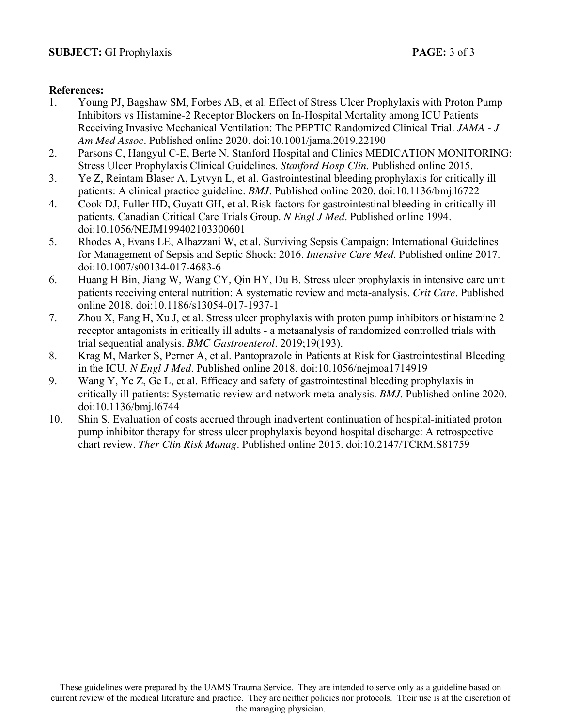**References:**

1. Young PJ, Bagshaw SM, Forbes AB, et al. Effect of Stress Ulcer Prophylaxis with Proton Pump Inhibitors vs Histamine-2 Receptor Blockers on In-Hospital Mortality among ICU Patients Receiving Invasive Mechanical Ventilation: The PEPTIC Randomized Clinical Trial. *JAMA - J Am Med Assoc*. Published online 2020. doi:10.1001/jama.2019.22190
2. Parsons C, Hangyul C-E, Berte N. Stanford Hospital and Clinics MEDICATION MONITORING: Stress Ulcer Prophylaxis Clinical Guidelines. *Stanford Hosp Clin*. Published online 2015.
3. Ye Z, Reintam Blaser A, Lytvyn L, et al. Gastrointestinal bleeding prophylaxis for critically ill patients: A clinical practice guideline. *BMJ*. Published online 2020. doi:10.1136/bmj.l6722
4. Cook DJ, Fuller HD, Guyatt GH, et al. Risk factors for gastrointestinal bleeding in critically ill patients. Canadian Critical Care Trials Group. *N Engl J Med*. Published online 1994. doi:10.1056/NEJM199402103300601
5. Rhodes A, Evans LE, Alhazzani W, et al. Surviving Sepsis Campaign: International Guidelines for Management of Sepsis and Septic Shock: 2016. *Intensive Care Med*. Published online 2017. doi:10.1007/s00134-017-4683-6
6. Huang H Bin, Jiang W, Wang CY, Qin HY, Du B. Stress ulcer prophylaxis in intensive care unit patients receiving enteral nutrition: A systematic review and meta-analysis. *Crit Care*. Published online 2018. doi:10.1186/s13054-017-1937-1
7. Zhou X, Fang H, Xu J, et al. Stress ulcer prophylaxis with proton pump inhibitors or histamine 2 receptor antagonists in critically ill adults - a metaanalysis of randomized controlled trials with trial sequential analysis. *BMC Gastroenterol*. 2019;19(193).
8. Krag M, Marker S, Perner A, et al. Pantoprazole in Patients at Risk for Gastrointestinal Bleeding in the ICU. *N Engl J Med*. Published online 2018. doi:10.1056/nejmoa1714919
9. Wang Y, Ye Z, Ge L, et al. Efficacy and safety of gastrointestinal bleeding prophylaxis in critically ill patients: Systematic review and network meta-analysis. *BMJ*. Published online 2020. doi:10.1136/bmj.l6744
10. Shin S. Evaluation of costs accrued through inadvertent continuation of hospital-initiated proton pump inhibitor therapy for stress ulcer prophylaxis beyond hospital discharge: A retrospective chart review. *Ther Clin Risk Manag*. Published online 2015. doi:10.2147/TCRM.S81759

These guidelines were prepared by the UAMS Trauma Service. They are intended to serve only as a guideline based on current review of the medical literature and practice. They are neither policies nor protocols. Their use is at the discretion of the managing physician.